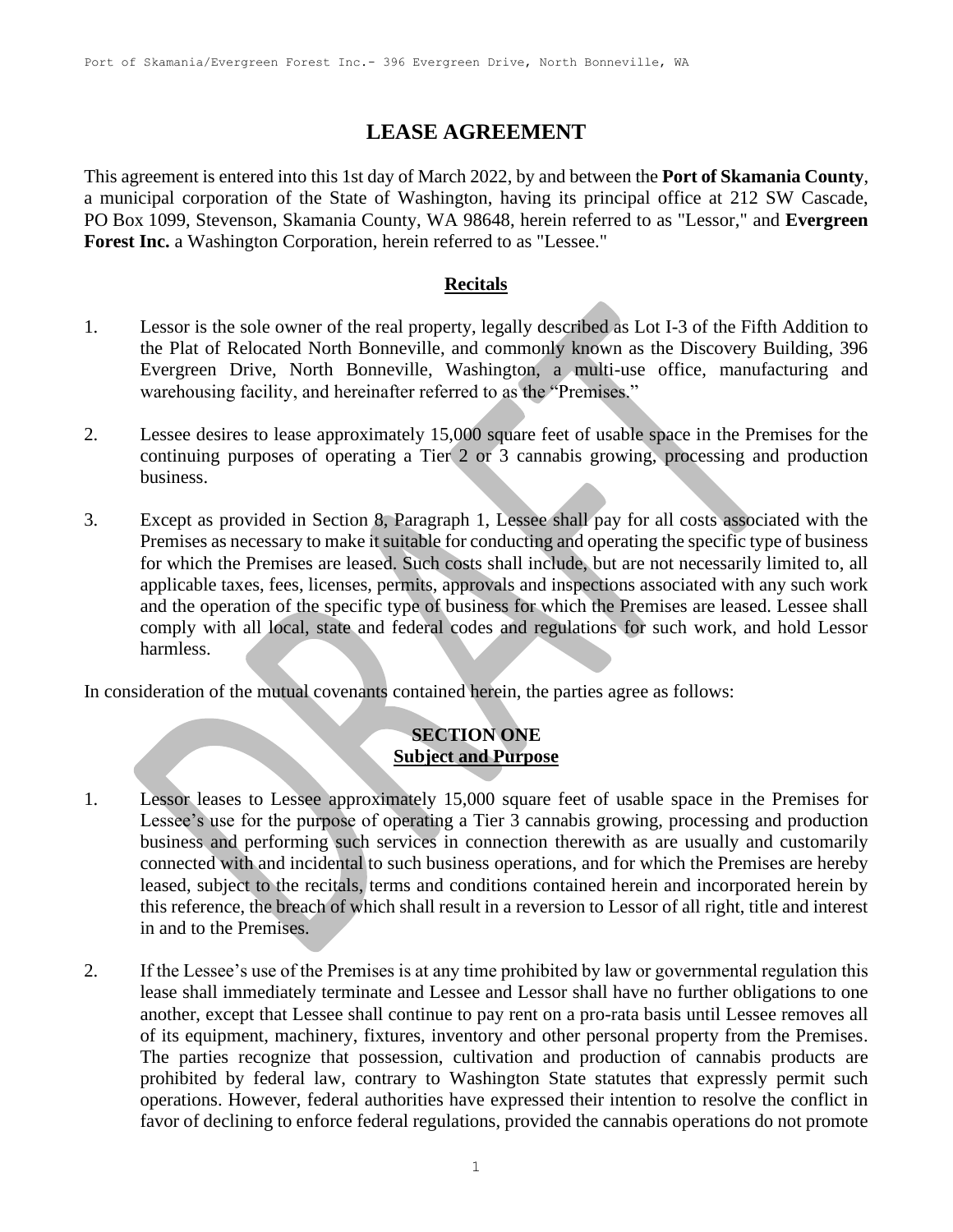# LEASE AGREEMENT

This agreement is entered into this 1st day of March 2022, by and between the **Port of Skamania County**, a municipal corporation of the State of Washington, having its principal office at 212 SW Cascade, PO Box 1099, Stevenson, Skamania County, WA 98648, herein referred to as "Lessor," and **Evergreen Forest Inc.** a Washington Corporation, herein referred to as "Lessee."

## Recitals

1. Lessor is the sole owner of the real property, legally described as Lot I-3 of the Fifth Addition to the Plat of Relocated North Bonneville, and commonly known as the Discovery Building, 396 Evergreen Drive, North Bonneville, Washington, a multi-use office, manufacturing and warehousing facility, and hereinafter referred to as the "Premises."

2. Lessee desires to lease approximately 15,000 square feet of usable space in the Premises for the continuing purposes of operating a Tier 2 or 3 cannabis growing, processing and production business.

3. Except as provided in Section 8, Paragraph 1, Lessee shall pay for all costs associated with the Premises as necessary to make it suitable for conducting and operating the specific type of business for which the Premises are leased. Such costs shall include, but are not necessarily limited to, all applicable taxes, fees, licenses, permits, approvals and inspections associated with any such work and the operation of the specific type of business for which the Premises are leased. Lessee shall comply with all local, state and federal codes and regulations for such work, and hold Lessor harmless.

In consideration of the mutual covenants contained herein, the parties agree as follows:

## SECTION ONE
## Subject and Purpose

1. Lessor leases to Lessee approximately 15,000 square feet of usable space in the Premises for Lessee's use for the purpose of operating a Tier 3 cannabis growing, processing and production business and performing such services in connection therewith as are usually and customarily connected with and incidental to such business operations, and for which the Premises are hereby leased, subject to the recitals, terms and conditions contained herein and incorporated herein by this reference, the breach of which shall result in a reversion to Lessor of all right, title and interest in and to the Premises.

2. If the Lessee's use of the Premises is at any time prohibited by law or governmental regulation this lease shall immediately terminate and Lessee and Lessor shall have no further obligations to one another, except that Lessee shall continue to pay rent on a pro-rata basis until Lessee removes all of its equipment, machinery, fixtures, inventory and other personal property from the Premises. The parties recognize that possession, cultivation and production of cannabis products are prohibited by federal law, contrary to Washington State statutes that expressly permit such operations. However, federal authorities have expressed their intention to resolve the conflict in favor of declining to enforce federal regulations, provided the cannabis operations do not promote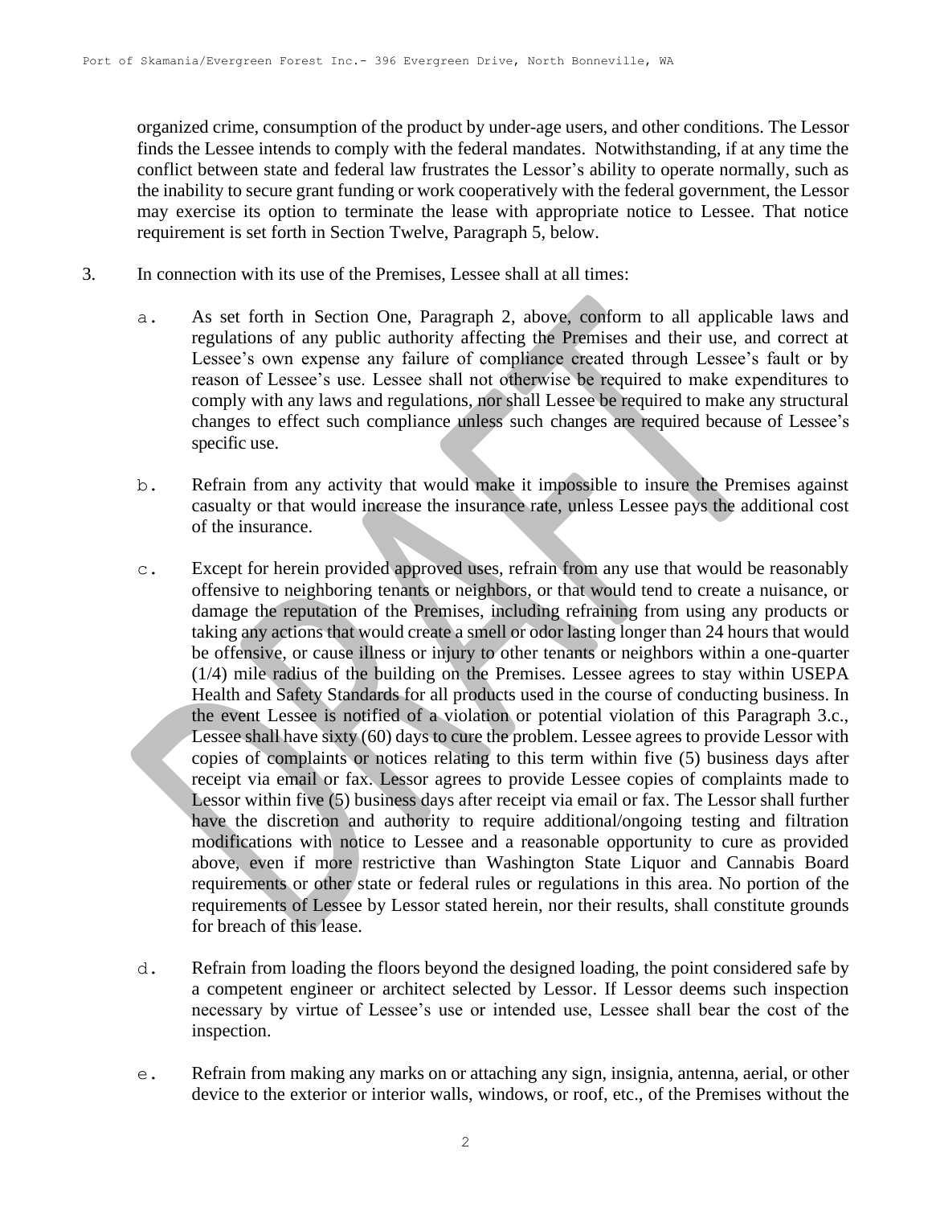organized crime, consumption of the product by under-age users, and other conditions. The Lessor finds the Lessee intends to comply with the federal mandates. Notwithstanding, if at any time the conflict between state and federal law frustrates the Lessor's ability to operate normally, such as the inability to secure grant funding or work cooperatively with the federal government, the Lessor may exercise its option to terminate the lease with appropriate notice to Lessee. That notice requirement is set forth in Section Twelve, Paragraph 5, below.

3. In connection with its use of the Premises, Lessee shall at all times:

   a. As set forth in Section One, Paragraph 2, above, conform to all applicable laws and regulations of any public authority affecting the Premises and their use, and correct at Lessee's own expense any failure of compliance created through Lessee's fault or by reason of Lessee's use. Lessee shall not otherwise be required to make expenditures to comply with any laws and regulations, nor shall Lessee be required to make any structural changes to effect such compliance unless such changes are required because of Lessee's specific use.

   b. Refrain from any activity that would make it impossible to insure the Premises against casualty or that would increase the insurance rate, unless Lessee pays the additional cost of the insurance.

   c. Except for herein provided approved uses, refrain from any use that would be reasonably offensive to neighboring tenants or neighbors, or that would tend to create a nuisance, or damage the reputation of the Premises, including refraining from using any products or taking any actions that would create a smell or odor lasting longer than 24 hours that would be offensive, or cause illness or injury to other tenants or neighbors within a one-quarter (1/4) mile radius of the building on the Premises. Lessee agrees to stay within USEPA Health and Safety Standards for all products used in the course of conducting business. In the event Lessee is notified of a violation or potential violation of this Paragraph 3.c., Lessee shall have sixty (60) days to cure the problem. Lessee agrees to provide Lessor with copies of complaints or notices relating to this term within five (5) business days after receipt via email or fax. Lessor agrees to provide Lessee copies of complaints made to Lessor within five (5) business days after receipt via email or fax. The Lessor shall further have the discretion and authority to require additional/ongoing testing and filtration modifications with notice to Lessee and a reasonable opportunity to cure as provided above, even if more restrictive than Washington State Liquor and Cannabis Board requirements or other state or federal rules or regulations in this area. No portion of the requirements of Lessee by Lessor stated herein, nor their results, shall constitute grounds for breach of this lease.

   d. Refrain from loading the floors beyond the designed loading, the point considered safe by a competent engineer or architect selected by Lessor. If Lessor deems such inspection necessary by virtue of Lessee's use or intended use, Lessee shall bear the cost of the inspection.

   e. Refrain from making any marks on or attaching any sign, insignia, antenna, aerial, or other device to the exterior or interior walls, windows, or roof, etc., of the Premises without the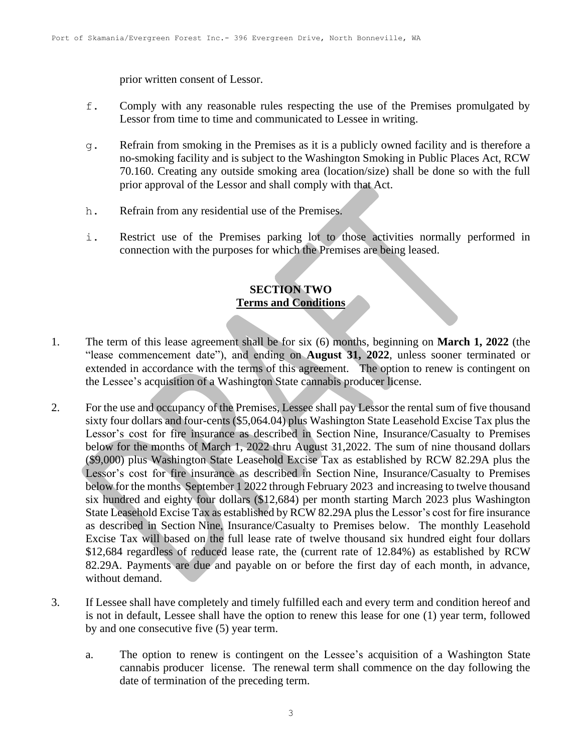prior written consent of Lessor.

f. Comply with any reasonable rules respecting the use of the Premises promulgated by Lessor from time to time and communicated to Lessee in writing.

g. Refrain from smoking in the Premises as it is a publicly owned facility and is therefore a no-smoking facility and is subject to the Washington Smoking in Public Places Act, RCW 70.160. Creating any outside smoking area (location/size) shall be done so with the full prior approval of the Lessor and shall comply with that Act.

h. Refrain from any residential use of the Premises.

i. Restrict use of the Premises parking lot to those activities normally performed in connection with the purposes for which the Premises are being leased.

## SECTION TWO
## Terms and Conditions

1. The term of this lease agreement shall be for six (6) months, beginning on **March 1, 2022** (the "lease commencement date"), and ending on **August 31, 2022**, unless sooner terminated or extended in accordance with the terms of this agreement. The option to renew is contingent on the Lessee's acquisition of a Washington State cannabis producer license.

2. For the use and occupancy of the Premises, Lessee shall pay Lessor the rental sum of five thousand sixty four dollars and four-cents ($5,064.04) plus Washington State Leasehold Excise Tax plus the Lessor's cost for fire insurance as described in Section Nine, Insurance/Casualty to Premises below for the months of March 1, 2022 thru August 31,2022. The sum of nine thousand dollars ($9,000) plus Washington State Leasehold Excise Tax as established by RCW 82.29A plus the Lessor's cost for fire insurance as described in Section Nine, Insurance/Casualty to Premises below for the months September 1 2022 through February 2023 and increasing to twelve thousand six hundred and eighty four dollars ($12,684) per month starting March 2023 plus Washington State Leasehold Excise Tax as established by RCW 82.29A plus the Lessor's cost for fire insurance as described in Section Nine, Insurance/Casualty to Premises below. The monthly Leasehold Excise Tax will based on the full lease rate of twelve thousand six hundred eight four dollars $12,684 regardless of reduced lease rate, the (current rate of 12.84%) as established by RCW 82.29A. Payments are due and payable on or before the first day of each month, in advance, without demand.

3. If Lessee shall have completely and timely fulfilled each and every term and condition hereof and is not in default, Lessee shall have the option to renew this lease for one (1) year term, followed by and one consecutive five (5) year term.

   a. The option to renew is contingent on the Lessee's acquisition of a Washington State cannabis producer license. The renewal term shall commence on the day following the date of termination of the preceding term.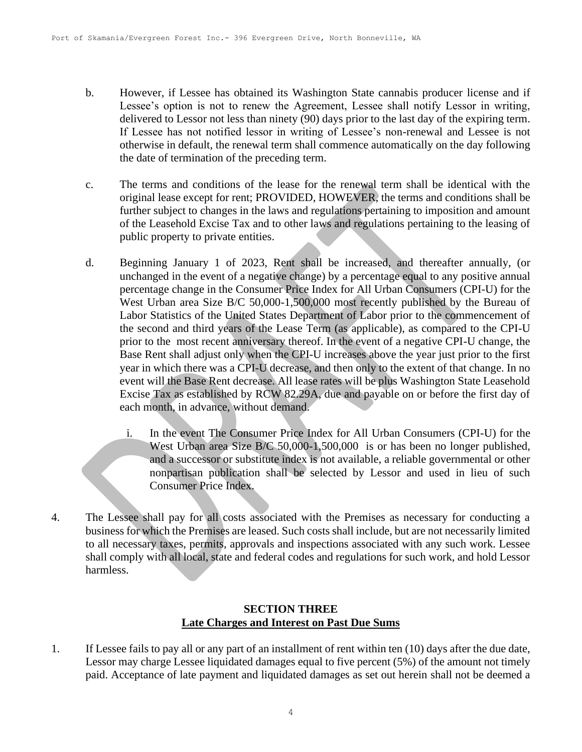b. However, if Lessee has obtained its Washington State cannabis producer license and if Lessee's option is not to renew the Agreement, Lessee shall notify Lessor in writing, delivered to Lessor not less than ninety (90) days prior to the last day of the expiring term. If Lessee has not notified lessor in writing of Lessee's non-renewal and Lessee is not otherwise in default, the renewal term shall commence automatically on the day following the date of termination of the preceding term.

c. The terms and conditions of the lease for the renewal term shall be identical with the original lease except for rent; PROVIDED, HOWEVER, the terms and conditions shall be further subject to changes in the laws and regulations pertaining to imposition and amount of the Leasehold Excise Tax and to other laws and regulations pertaining to the leasing of public property to private entities.

d. Beginning January 1 of 2023, Rent shall be increased, and thereafter annually, (or unchanged in the event of a negative change) by a percentage equal to any positive annual percentage change in the Consumer Price Index for All Urban Consumers (CPI-U) for the West Urban area Size B/C 50,000-1,500,000 most recently published by the Bureau of Labor Statistics of the United States Department of Labor prior to the commencement of the second and third years of the Lease Term (as applicable), as compared to the CPI-U prior to the most recent anniversary thereof. In the event of a negative CPI-U change, the Base Rent shall adjust only when the CPI-U increases above the year just prior to the first year in which there was a CPI-U decrease, and then only to the extent of that change. In no event will the Base Rent decrease. All lease rates will be plus Washington State Leasehold Excise Tax as established by RCW 82.29A, due and payable on or before the first day of each month, in advance, without demand.

   i. In the event The Consumer Price Index for All Urban Consumers (CPI-U) for the West Urban area Size B/C 50,000-1,500,000 is or has been no longer published, and a successor or substitute index is not available, a reliable governmental or other nonpartisan publication shall be selected by Lessor and used in lieu of such Consumer Price Index.

4. The Lessee shall pay for all costs associated with the Premises as necessary for conducting a business for which the Premises are leased. Such costs shall include, but are not necessarily limited to all necessary taxes, permits, approvals and inspections associated with any such work. Lessee shall comply with all local, state and federal codes and regulations for such work, and hold Lessor harmless.

## SECTION THREE
## Late Charges and Interest on Past Due Sums

1. If Lessee fails to pay all or any part of an installment of rent within ten (10) days after the due date, Lessor may charge Lessee liquidated damages equal to five percent (5%) of the amount not timely paid. Acceptance of late payment and liquidated damages as set out herein shall not be deemed a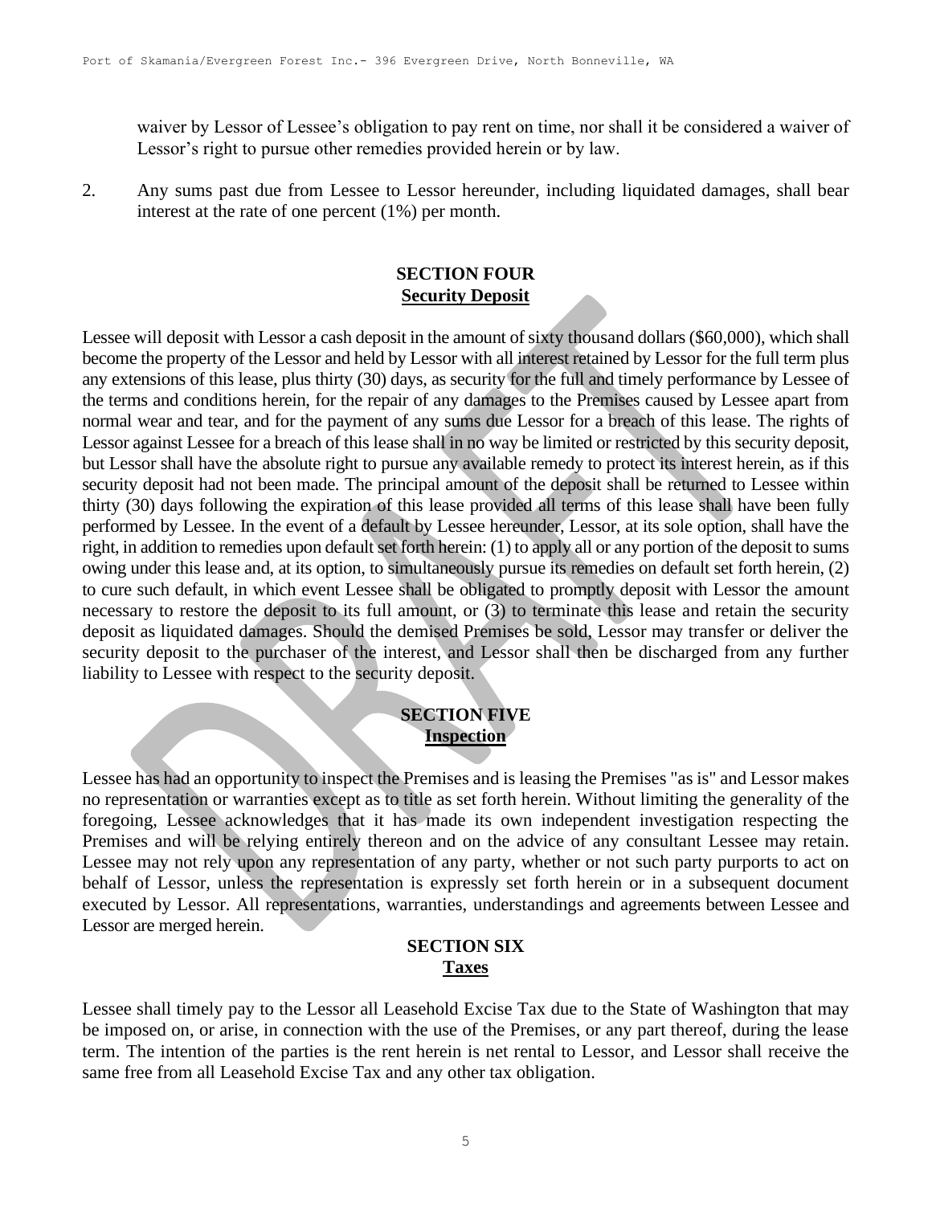waiver by Lessor of Lessee's obligation to pay rent on time, nor shall it be considered a waiver of Lessor's right to pursue other remedies provided herein or by law.

2. Any sums past due from Lessee to Lessor hereunder, including liquidated damages, shall bear interest at the rate of one percent (1%) per month.

## SECTION FOUR
**Security Deposit**

Lessee will deposit with Lessor a cash deposit in the amount of sixty thousand dollars ($60,000), which shall become the property of the Lessor and held by Lessor with all interest retained by Lessor for the full term plus any extensions of this lease, plus thirty (30) days, as security for the full and timely performance by Lessee of the terms and conditions herein, for the repair of any damages to the Premises caused by Lessee apart from normal wear and tear, and for the payment of any sums due Lessor for a breach of this lease. The rights of Lessor against Lessee for a breach of this lease shall in no way be limited or restricted by this security deposit, but Lessor shall have the absolute right to pursue any available remedy to protect its interest herein, as if this security deposit had not been made. The principal amount of the deposit shall be returned to Lessee within thirty (30) days following the expiration of this lease provided all terms of this lease shall have been fully performed by Lessee. In the event of a default by Lessee hereunder, Lessor, at its sole option, shall have the right, in addition to remedies upon default set forth herein: (1) to apply all or any portion of the deposit to sums owing under this lease and, at its option, to simultaneously pursue its remedies on default set forth herein, (2) to cure such default, in which event Lessee shall be obligated to promptly deposit with Lessor the amount necessary to restore the deposit to its full amount, or (3) to terminate this lease and retain the security deposit as liquidated damages. Should the demised Premises be sold, Lessor may transfer or deliver the security deposit to the purchaser of the interest, and Lessor shall then be discharged from any further liability to Lessee with respect to the security deposit.

## SECTION FIVE
**Inspection**

Lessee has had an opportunity to inspect the Premises and is leasing the Premises "as is" and Lessor makes no representation or warranties except as to title as set forth herein. Without limiting the generality of the foregoing, Lessee acknowledges that it has made its own independent investigation respecting the Premises and will be relying entirely thereon and on the advice of any consultant Lessee may retain. Lessee may not rely upon any representation of any party, whether or not such party purports to act on behalf of Lessor, unless the representation is expressly set forth herein or in a subsequent document executed by Lessor. All representations, warranties, understandings and agreements between Lessee and Lessor are merged herein.

## SECTION SIX
**Taxes**

Lessee shall timely pay to the Lessor all Leasehold Excise Tax due to the State of Washington that may be imposed on, or arise, in connection with the use of the Premises, or any part thereof, during the lease term. The intention of the parties is the rent herein is net rental to Lessor, and Lessor shall receive the same free from all Leasehold Excise Tax and any other tax obligation.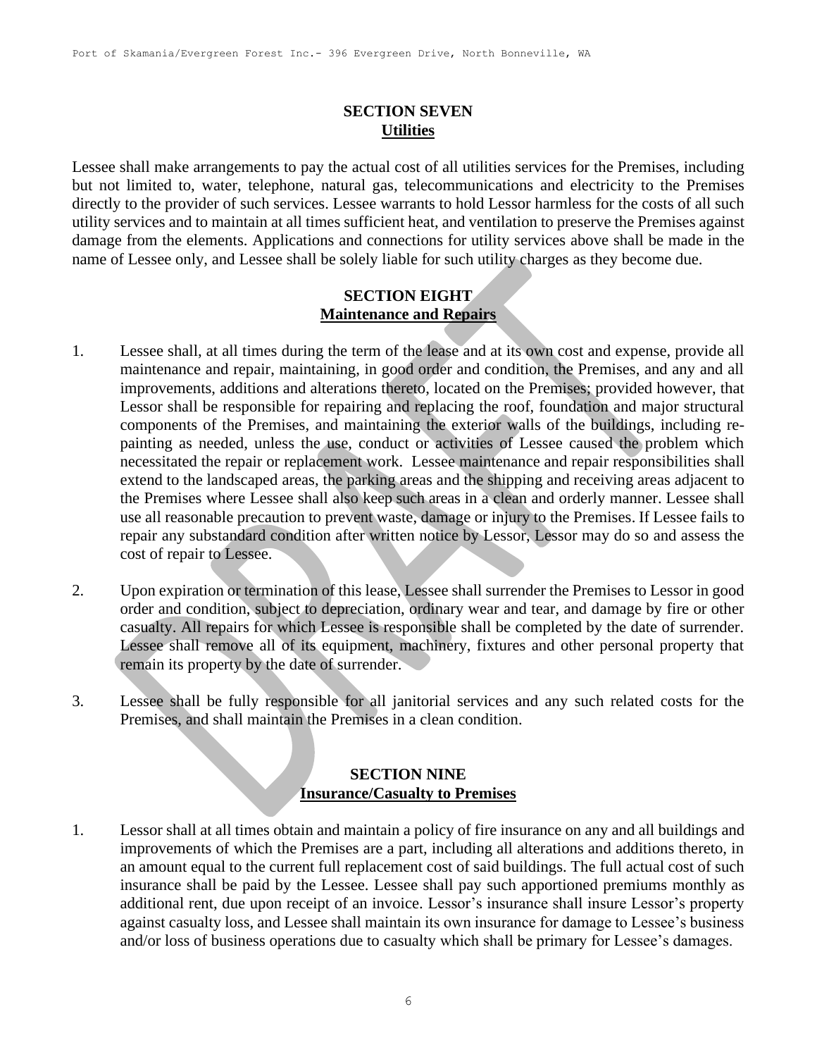## SECTION SEVEN
## Utilities

Lessee shall make arrangements to pay the actual cost of all utilities services for the Premises, including but not limited to, water, telephone, natural gas, telecommunications and electricity to the Premises directly to the provider of such services. Lessee warrants to hold Lessor harmless for the costs of all such utility services and to maintain at all times sufficient heat, and ventilation to preserve the Premises against damage from the elements. Applications and connections for utility services above shall be made in the name of Lessee only, and Lessee shall be solely liable for such utility charges as they become due.

## SECTION EIGHT
## Maintenance and Repairs

1. Lessee shall, at all times during the term of the lease and at its own cost and expense, provide all maintenance and repair, maintaining, in good order and condition, the Premises, and any and all improvements, additions and alterations thereto, located on the Premises; provided however, that Lessor shall be responsible for repairing and replacing the roof, foundation and major structural components of the Premises, and maintaining the exterior walls of the buildings, including re-painting as needed, unless the use, conduct or activities of Lessee caused the problem which necessitated the repair or replacement work. Lessee maintenance and repair responsibilities shall extend to the landscaped areas, the parking areas and the shipping and receiving areas adjacent to the Premises where Lessee shall also keep such areas in a clean and orderly manner. Lessee shall use all reasonable precaution to prevent waste, damage or injury to the Premises. If Lessee fails to repair any substandard condition after written notice by Lessor, Lessor may do so and assess the cost of repair to Lessee.

2. Upon expiration or termination of this lease, Lessee shall surrender the Premises to Lessor in good order and condition, subject to depreciation, ordinary wear and tear, and damage by fire or other casualty. All repairs for which Lessee is responsible shall be completed by the date of surrender. Lessee shall remove all of its equipment, machinery, fixtures and other personal property that remain its property by the date of surrender.

3. Lessee shall be fully responsible for all janitorial services and any such related costs for the Premises, and shall maintain the Premises in a clean condition.

## SECTION NINE
## Insurance/Casualty to Premises

1. Lessor shall at all times obtain and maintain a policy of fire insurance on any and all buildings and improvements of which the Premises are a part, including all alterations and additions thereto, in an amount equal to the current full replacement cost of said buildings. The full actual cost of such insurance shall be paid by the Lessee. Lessee shall pay such apportioned premiums monthly as additional rent, due upon receipt of an invoice. Lessor's insurance shall insure Lessor's property against casualty loss, and Lessee shall maintain its own insurance for damage to Lessee's business and/or loss of business operations due to casualty which shall be primary for Lessee's damages.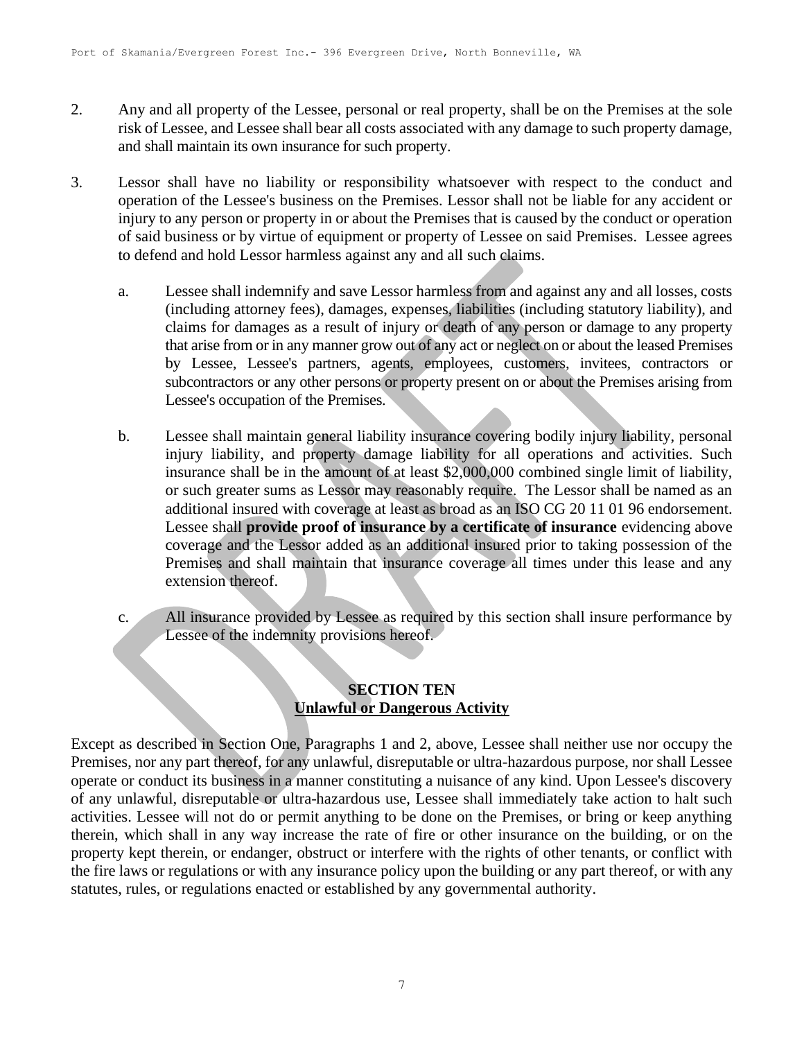2. Any and all property of the Lessee, personal or real property, shall be on the Premises at the sole risk of Lessee, and Lessee shall bear all costs associated with any damage to such property damage, and shall maintain its own insurance for such property.

3. Lessor shall have no liability or responsibility whatsoever with respect to the conduct and operation of the Lessee's business on the Premises. Lessor shall not be liable for any accident or injury to any person or property in or about the Premises that is caused by the conduct or operation of said business or by virtue of equipment or property of Lessee on said Premises. Lessee agrees to defend and hold Lessor harmless against any and all such claims.

   a. Lessee shall indemnify and save Lessor harmless from and against any and all losses, costs (including attorney fees), damages, expenses, liabilities (including statutory liability), and claims for damages as a result of injury or death of any person or damage to any property that arise from or in any manner grow out of any act or neglect on or about the leased Premises by Lessee, Lessee's partners, agents, employees, customers, invitees, contractors or subcontractors or any other persons or property present on or about the Premises arising from Lessee's occupation of the Premises.

   b. Lessee shall maintain general liability insurance covering bodily injury liability, personal injury liability, and property damage liability for all operations and activities. Such insurance shall be in the amount of at least $2,000,000 combined single limit of liability, or such greater sums as Lessor may reasonably require. The Lessor shall be named as an additional insured with coverage at least as broad as an ISO CG 20 11 01 96 endorsement. Lessee shall **provide proof of insurance by a certificate of insurance** evidencing above coverage and the Lessor added as an additional insured prior to taking possession of the Premises and shall maintain that insurance coverage all times under this lease and any extension thereof.

   c. All insurance provided by Lessee as required by this section shall insure performance by Lessee of the indemnity provisions hereof.

## SECTION TEN
## Unlawful or Dangerous Activity

Except as described in Section One, Paragraphs 1 and 2, above, Lessee shall neither use nor occupy the Premises, nor any part thereof, for any unlawful, disreputable or ultra-hazardous purpose, nor shall Lessee operate or conduct its business in a manner constituting a nuisance of any kind. Upon Lessee's discovery of any unlawful, disreputable or ultra-hazardous use, Lessee shall immediately take action to halt such activities. Lessee will not do or permit anything to be done on the Premises, or bring or keep anything therein, which shall in any way increase the rate of fire or other insurance on the building, or on the property kept therein, or endanger, obstruct or interfere with the rights of other tenants, or conflict with the fire laws or regulations or with any insurance policy upon the building or any part thereof, or with any statutes, rules, or regulations enacted or established by any governmental authority.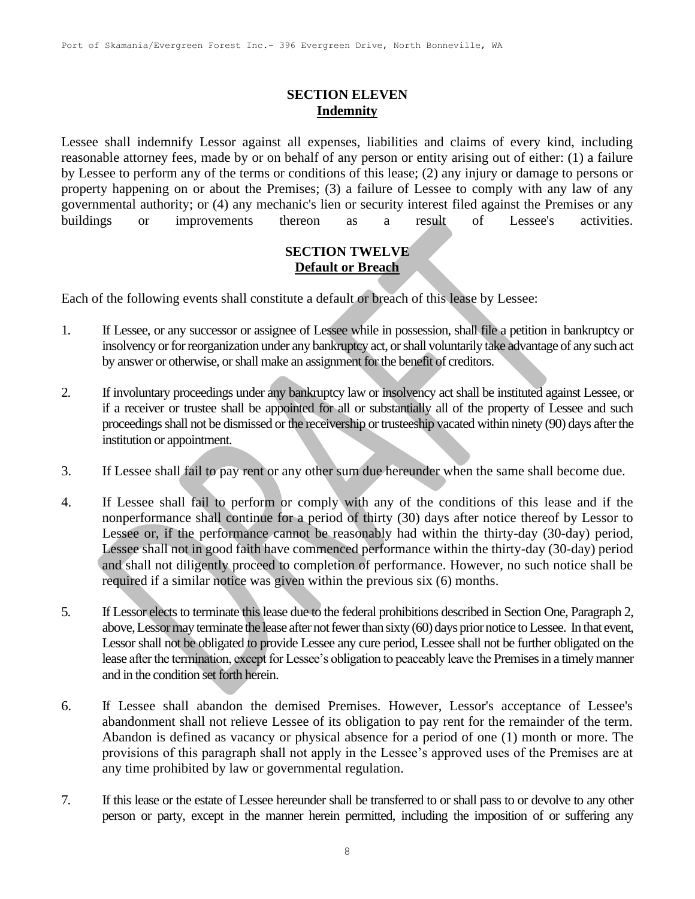## SECTION ELEVEN
## Indemnity

Lessee shall indemnify Lessor against all expenses, liabilities and claims of every kind, including reasonable attorney fees, made by or on behalf of any person or entity arising out of either: (1) a failure by Lessee to perform any of the terms or conditions of this lease; (2) any injury or damage to persons or property happening on or about the Premises; (3) a failure of Lessee to comply with any law of any governmental authority; or (4) any mechanic's lien or security interest filed against the Premises or any buildings or improvements thereon as a result of Lessee's activities.

## SECTION TWELVE
## Default or Breach

Each of the following events shall constitute a default or breach of this lease by Lessee:

1. If Lessee, or any successor or assignee of Lessee while in possession, shall file a petition in bankruptcy or insolvency or for reorganization under any bankruptcy act, or shall voluntarily take advantage of any such act by answer or otherwise, or shall make an assignment for the benefit of creditors.

2. If involuntary proceedings under any bankruptcy law or insolvency act shall be instituted against Lessee, or if a receiver or trustee shall be appointed for all or substantially all of the property of Lessee and such proceedings shall not be dismissed or the receivership or trusteeship vacated within ninety (90) days after the institution or appointment.

3. If Lessee shall fail to pay rent or any other sum due hereunder when the same shall become due.

4. If Lessee shall fail to perform or comply with any of the conditions of this lease and if the nonperformance shall continue for a period of thirty (30) days after notice thereof by Lessor to Lessee or, if the performance cannot be reasonably had within the thirty-day (30-day) period, Lessee shall not in good faith have commenced performance within the thirty-day (30-day) period and shall not diligently proceed to completion of performance. However, no such notice shall be required if a similar notice was given within the previous six (6) months.

5. If Lessor elects to terminate this lease due to the federal prohibitions described in Section One, Paragraph 2, above, Lessor may terminate the lease after not fewer than sixty (60) days prior notice to Lessee. In that event, Lessor shall not be obligated to provide Lessee any cure period, Lessee shall not be further obligated on the lease after the termination, except for Lessee's obligation to peaceably leave the Premises in a timely manner and in the condition set forth herein.

6. If Lessee shall abandon the demised Premises. However, Lessor's acceptance of Lessee's abandonment shall not relieve Lessee of its obligation to pay rent for the remainder of the term. Abandon is defined as vacancy or physical absence for a period of one (1) month or more. The provisions of this paragraph shall not apply in the Lessee's approved uses of the Premises are at any time prohibited by law or governmental regulation.

7. If this lease or the estate of Lessee hereunder shall be transferred to or shall pass to or devolve to any other person or party, except in the manner herein permitted, including the imposition of or suffering any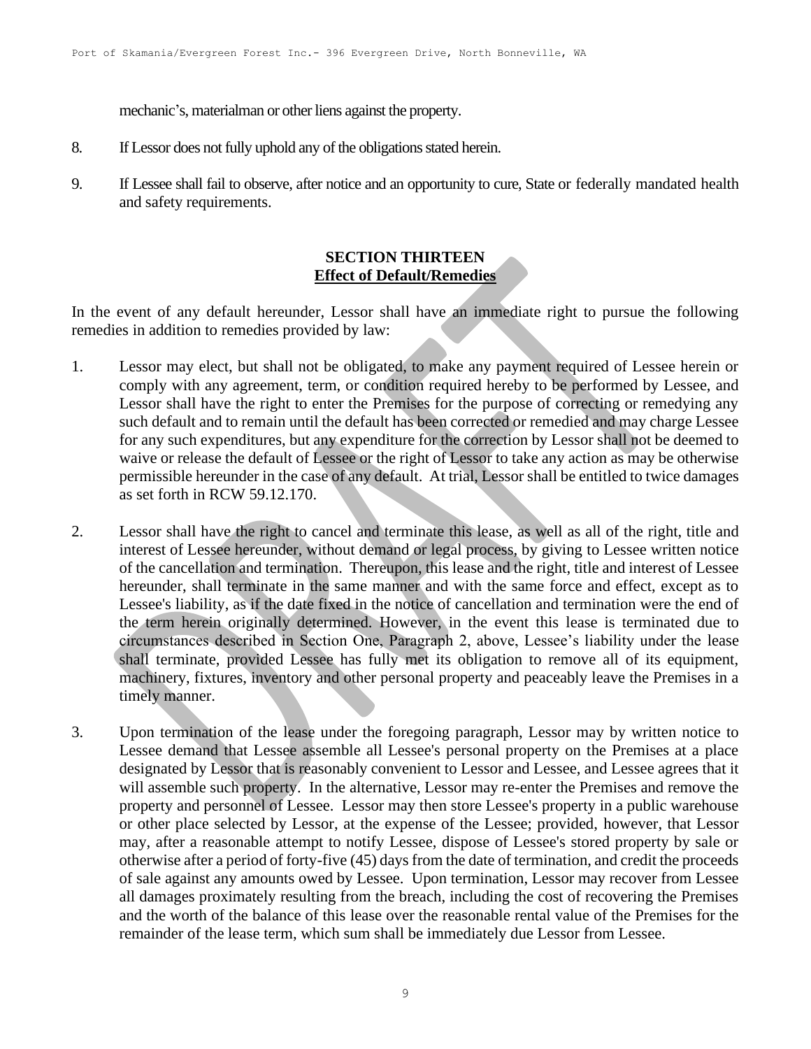mechanic's, materialman or other liens against the property.

8. If Lessor does not fully uphold any of the obligations stated herein.

9. If Lessee shall fail to observe, after notice and an opportunity to cure, State or federally mandated health and safety requirements.

## SECTION THIRTEEN
## Effect of Default/Remedies

In the event of any default hereunder, Lessor shall have an immediate right to pursue the following remedies in addition to remedies provided by law:

1. Lessor may elect, but shall not be obligated, to make any payment required of Lessee herein or comply with any agreement, term, or condition required hereby to be performed by Lessee, and Lessor shall have the right to enter the Premises for the purpose of correcting or remedying any such default and to remain until the default has been corrected or remedied and may charge Lessee for any such expenditures, but any expenditure for the correction by Lessor shall not be deemed to waive or release the default of Lessee or the right of Lessor to take any action as may be otherwise permissible hereunder in the case of any default. At trial, Lessor shall be entitled to twice damages as set forth in RCW 59.12.170.

2. Lessor shall have the right to cancel and terminate this lease, as well as all of the right, title and interest of Lessee hereunder, without demand or legal process, by giving to Lessee written notice of the cancellation and termination. Thereupon, this lease and the right, title and interest of Lessee hereunder, shall terminate in the same manner and with the same force and effect, except as to Lessee's liability, as if the date fixed in the notice of cancellation and termination were the end of the term herein originally determined. However, in the event this lease is terminated due to circumstances described in Section One, Paragraph 2, above, Lessee's liability under the lease shall terminate, provided Lessee has fully met its obligation to remove all of its equipment, machinery, fixtures, inventory and other personal property and peaceably leave the Premises in a timely manner.

3. Upon termination of the lease under the foregoing paragraph, Lessor may by written notice to Lessee demand that Lessee assemble all Lessee's personal property on the Premises at a place designated by Lessor that is reasonably convenient to Lessor and Lessee, and Lessee agrees that it will assemble such property. In the alternative, Lessor may re-enter the Premises and remove the property and personnel of Lessee. Lessor may then store Lessee's property in a public warehouse or other place selected by Lessor, at the expense of the Lessee; provided, however, that Lessor may, after a reasonable attempt to notify Lessee, dispose of Lessee's stored property by sale or otherwise after a period of forty-five (45) days from the date of termination, and credit the proceeds of sale against any amounts owed by Lessee. Upon termination, Lessor may recover from Lessee all damages proximately resulting from the breach, including the cost of recovering the Premises and the worth of the balance of this lease over the reasonable rental value of the Premises for the remainder of the lease term, which sum shall be immediately due Lessor from Lessee.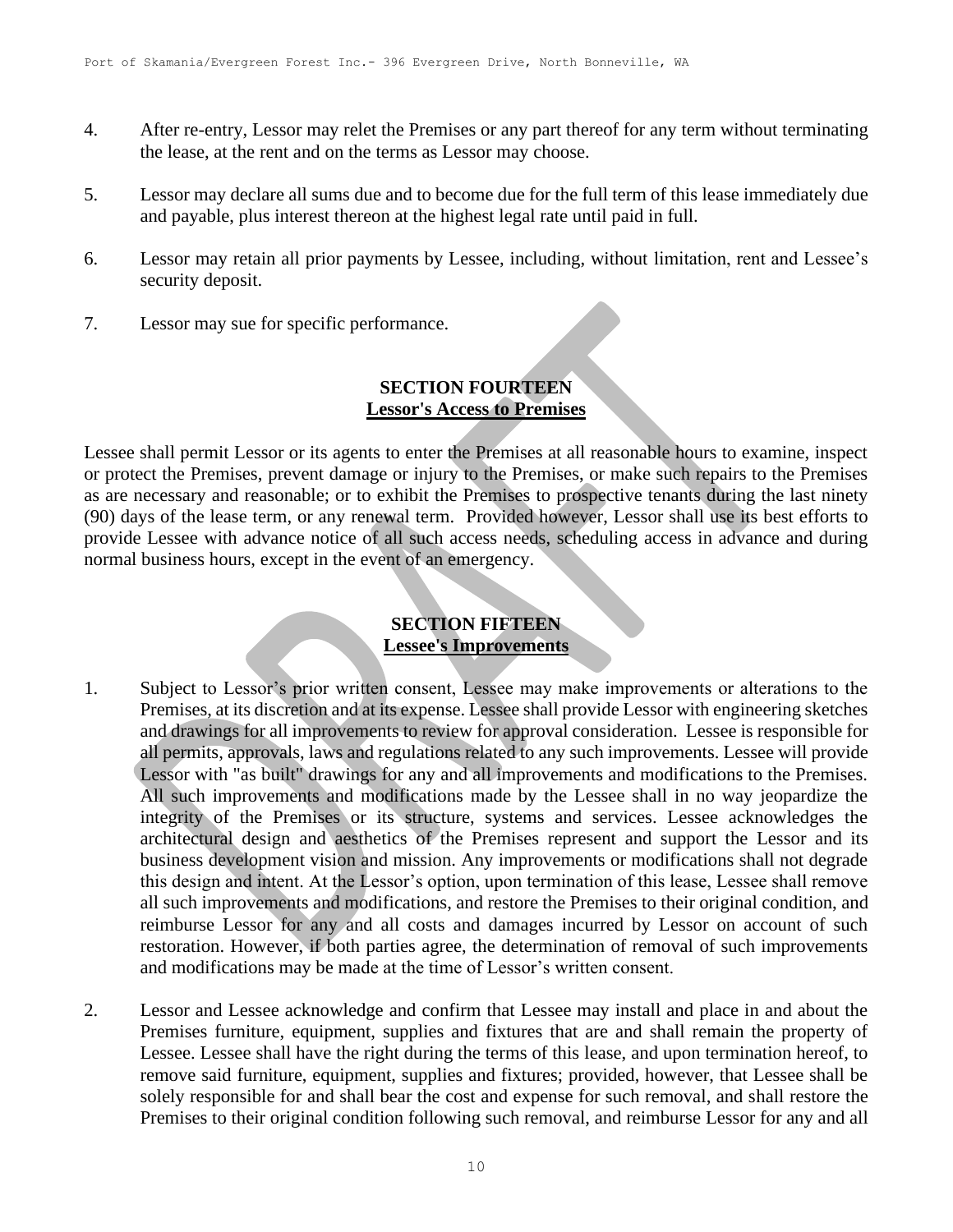4. After re-entry, Lessor may relet the Premises or any part thereof for any term without terminating the lease, at the rent and on the terms as Lessor may choose.

5. Lessor may declare all sums due and to become due for the full term of this lease immediately due and payable, plus interest thereon at the highest legal rate until paid in full.

6. Lessor may retain all prior payments by Lessee, including, without limitation, rent and Lessee's security deposit.

7. Lessor may sue for specific performance.

## SECTION FOURTEEN
## Lessor's Access to Premises

Lessee shall permit Lessor or its agents to enter the Premises at all reasonable hours to examine, inspect or protect the Premises, prevent damage or injury to the Premises, or make such repairs to the Premises as are necessary and reasonable; or to exhibit the Premises to prospective tenants during the last ninety (90) days of the lease term, or any renewal term. Provided however, Lessor shall use its best efforts to provide Lessee with advance notice of all such access needs, scheduling access in advance and during normal business hours, except in the event of an emergency.

## SECTION FIFTEEN
## Lessee's Improvements

1. Subject to Lessor's prior written consent, Lessee may make improvements or alterations to the Premises, at its discretion and at its expense. Lessee shall provide Lessor with engineering sketches and drawings for all improvements to review for approval consideration. Lessee is responsible for all permits, approvals, laws and regulations related to any such improvements. Lessee will provide Lessor with "as built" drawings for any and all improvements and modifications to the Premises. All such improvements and modifications made by the Lessee shall in no way jeopardize the integrity of the Premises or its structure, systems and services. Lessee acknowledges the architectural design and aesthetics of the Premises represent and support the Lessor and its business development vision and mission. Any improvements or modifications shall not degrade this design and intent. At the Lessor's option, upon termination of this lease, Lessee shall remove all such improvements and modifications, and restore the Premises to their original condition, and reimburse Lessor for any and all costs and damages incurred by Lessor on account of such restoration. However, if both parties agree, the determination of removal of such improvements and modifications may be made at the time of Lessor's written consent.

2. Lessor and Lessee acknowledge and confirm that Lessee may install and place in and about the Premises furniture, equipment, supplies and fixtures that are and shall remain the property of Lessee. Lessee shall have the right during the terms of this lease, and upon termination hereof, to remove said furniture, equipment, supplies and fixtures; provided, however, that Lessee shall be solely responsible for and shall bear the cost and expense for such removal, and shall restore the Premises to their original condition following such removal, and reimburse Lessor for any and all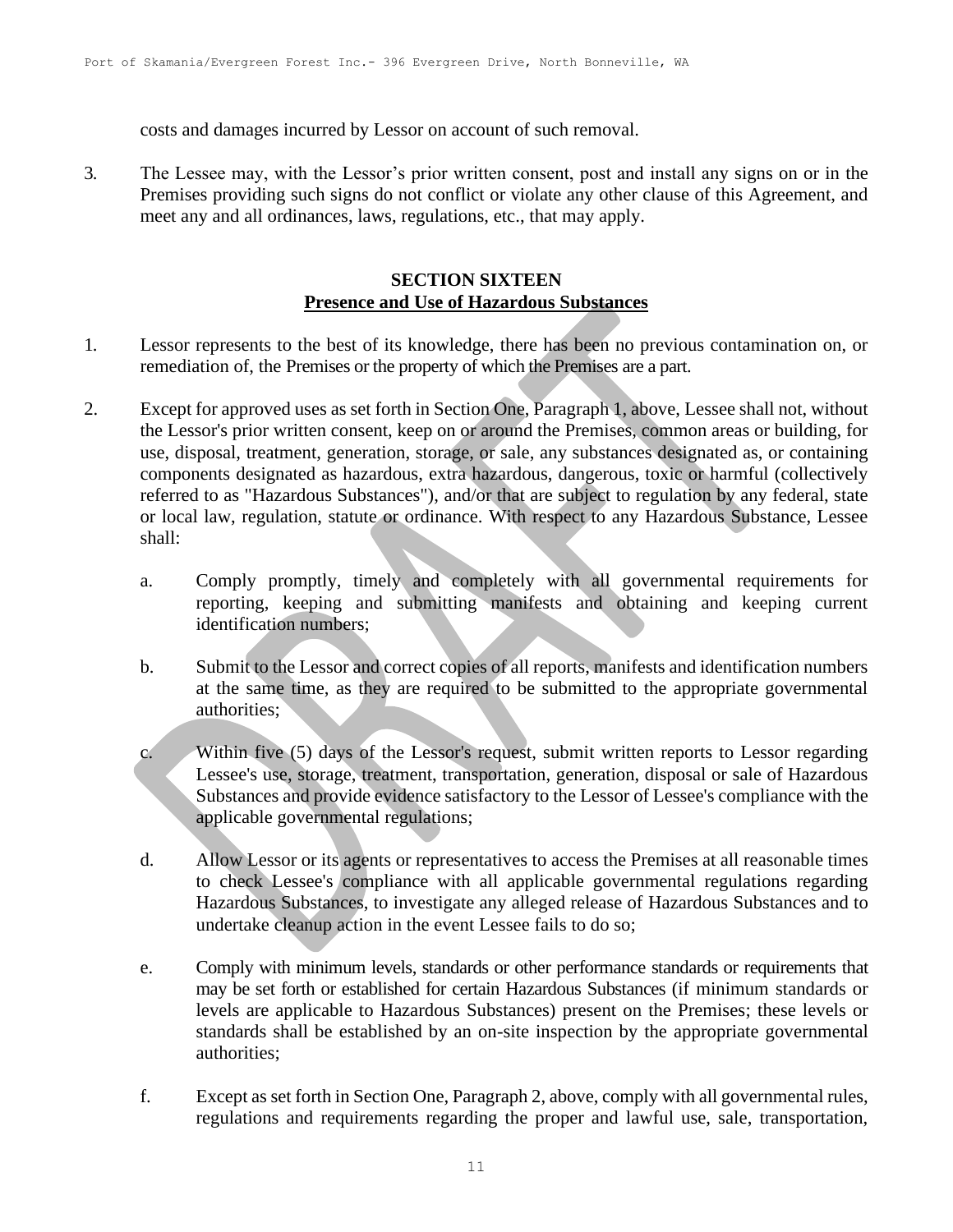costs and damages incurred by Lessor on account of such removal.

3. The Lessee may, with the Lessor's prior written consent, post and install any signs on or in the Premises providing such signs do not conflict or violate any other clause of this Agreement, and meet any and all ordinances, laws, regulations, etc., that may apply.

## SECTION SIXTEEN
## Presence and Use of Hazardous Substances

1. Lessor represents to the best of its knowledge, there has been no previous contamination on, or remediation of, the Premises or the property of which the Premises are a part.

2. Except for approved uses as set forth in Section One, Paragraph 1, above, Lessee shall not, without the Lessor's prior written consent, keep on or around the Premises, common areas or building, for use, disposal, treatment, generation, storage, or sale, any substances designated as, or containing components designated as hazardous, extra hazardous, dangerous, toxic or harmful (collectively referred to as "Hazardous Substances"), and/or that are subject to regulation by any federal, state or local law, regulation, statute or ordinance. With respect to any Hazardous Substance, Lessee shall:

   a. Comply promptly, timely and completely with all governmental requirements for reporting, keeping and submitting manifests and obtaining and keeping current identification numbers;

   b. Submit to the Lessor and correct copies of all reports, manifests and identification numbers at the same time, as they are required to be submitted to the appropriate governmental authorities;

   c. Within five (5) days of the Lessor's request, submit written reports to Lessor regarding Lessee's use, storage, treatment, transportation, generation, disposal or sale of Hazardous Substances and provide evidence satisfactory to the Lessor of Lessee's compliance with the applicable governmental regulations;

   d. Allow Lessor or its agents or representatives to access the Premises at all reasonable times to check Lessee's compliance with all applicable governmental regulations regarding Hazardous Substances, to investigate any alleged release of Hazardous Substances and to undertake cleanup action in the event Lessee fails to do so;

   e. Comply with minimum levels, standards or other performance standards or requirements that may be set forth or established for certain Hazardous Substances (if minimum standards or levels are applicable to Hazardous Substances) present on the Premises; these levels or standards shall be established by an on-site inspection by the appropriate governmental authorities;

   f. Except as set forth in Section One, Paragraph 2, above, comply with all governmental rules, regulations and requirements regarding the proper and lawful use, sale, transportation,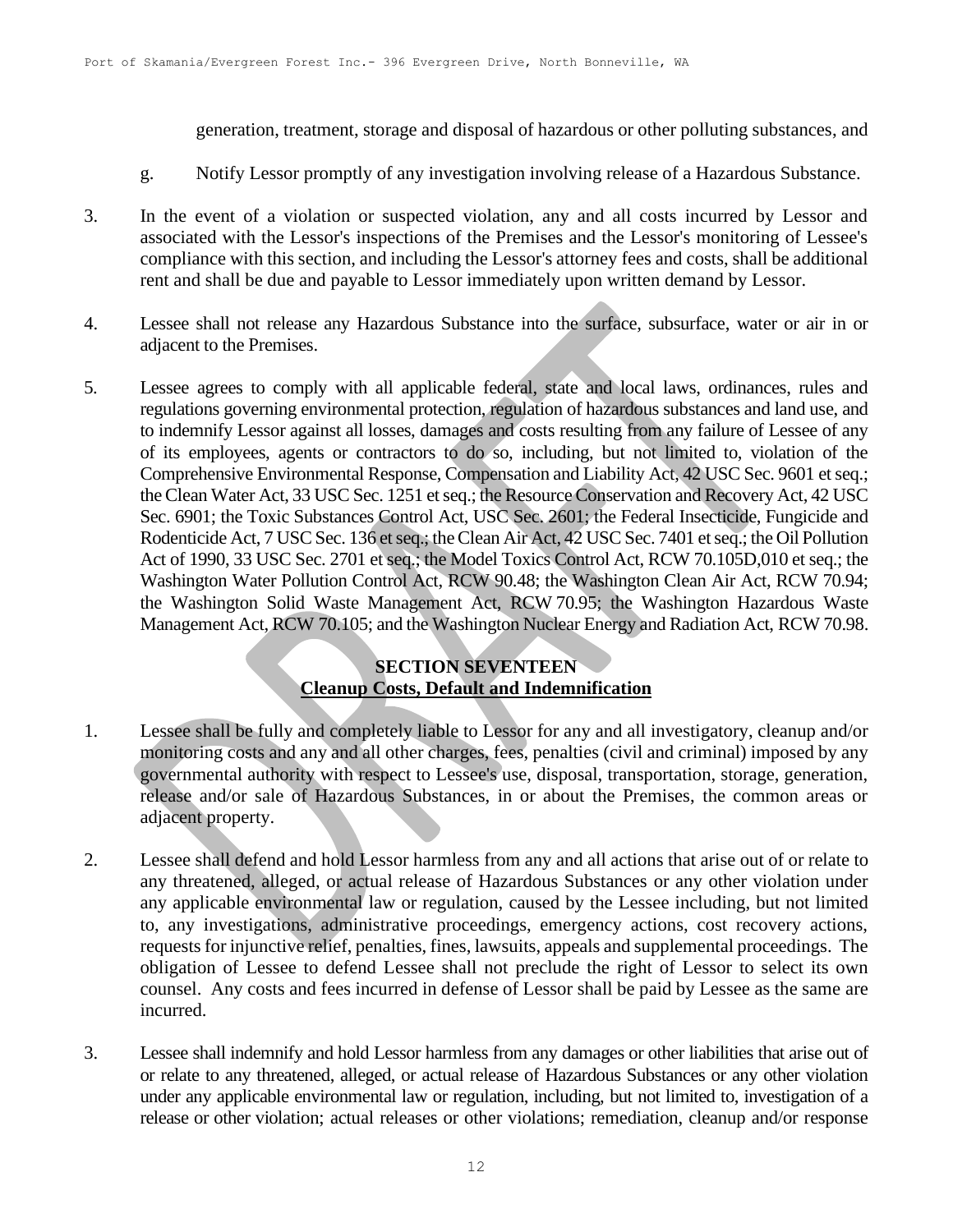generation, treatment, storage and disposal of hazardous or other polluting substances, and

g. Notify Lessor promptly of any investigation involving release of a Hazardous Substance.

3. In the event of a violation or suspected violation, any and all costs incurred by Lessor and associated with the Lessor's inspections of the Premises and the Lessor's monitoring of Lessee's compliance with this section, and including the Lessor's attorney fees and costs, shall be additional rent and shall be due and payable to Lessor immediately upon written demand by Lessor.

4. Lessee shall not release any Hazardous Substance into the surface, subsurface, water or air in or adjacent to the Premises.

5. Lessee agrees to comply with all applicable federal, state and local laws, ordinances, rules and regulations governing environmental protection, regulation of hazardous substances and land use, and to indemnify Lessor against all losses, damages and costs resulting from any failure of Lessee of any of its employees, agents or contractors to do so, including, but not limited to, violation of the Comprehensive Environmental Response, Compensation and Liability Act, 42 USC Sec. 9601 et seq.; the Clean Water Act, 33 USC Sec. 1251 et seq.; the Resource Conservation and Recovery Act, 42 USC Sec. 6901; the Toxic Substances Control Act, USC Sec. 2601; the Federal Insecticide, Fungicide and Rodenticide Act, 7 USC Sec. 136 et seq.; the Clean Air Act, 42 USC Sec. 7401 et seq.; the Oil Pollution Act of 1990, 33 USC Sec. 2701 et seq.; the Model Toxics Control Act, RCW 70.105D,010 et seq.; the Washington Water Pollution Control Act, RCW 90.48; the Washington Clean Air Act, RCW 70.94; the Washington Solid Waste Management Act, RCW 70.95; the Washington Hazardous Waste Management Act, RCW 70.105; and the Washington Nuclear Energy and Radiation Act, RCW 70.98.

## SECTION SEVENTEEN
## Cleanup Costs, Default and Indemnification

1. Lessee shall be fully and completely liable to Lessor for any and all investigatory, cleanup and/or monitoring costs and any and all other charges, fees, penalties (civil and criminal) imposed by any governmental authority with respect to Lessee's use, disposal, transportation, storage, generation, release and/or sale of Hazardous Substances, in or about the Premises, the common areas or adjacent property.

2. Lessee shall defend and hold Lessor harmless from any and all actions that arise out of or relate to any threatened, alleged, or actual release of Hazardous Substances or any other violation under any applicable environmental law or regulation, caused by the Lessee including, but not limited to, any investigations, administrative proceedings, emergency actions, cost recovery actions, requests for injunctive relief, penalties, fines, lawsuits, appeals and supplemental proceedings. The obligation of Lessee to defend Lessee shall not preclude the right of Lessor to select its own counsel. Any costs and fees incurred in defense of Lessor shall be paid by Lessee as the same are incurred.

3. Lessee shall indemnify and hold Lessor harmless from any damages or other liabilities that arise out of or relate to any threatened, alleged, or actual release of Hazardous Substances or any other violation under any applicable environmental law or regulation, including, but not limited to, investigation of a release or other violation; actual releases or other violations; remediation, cleanup and/or response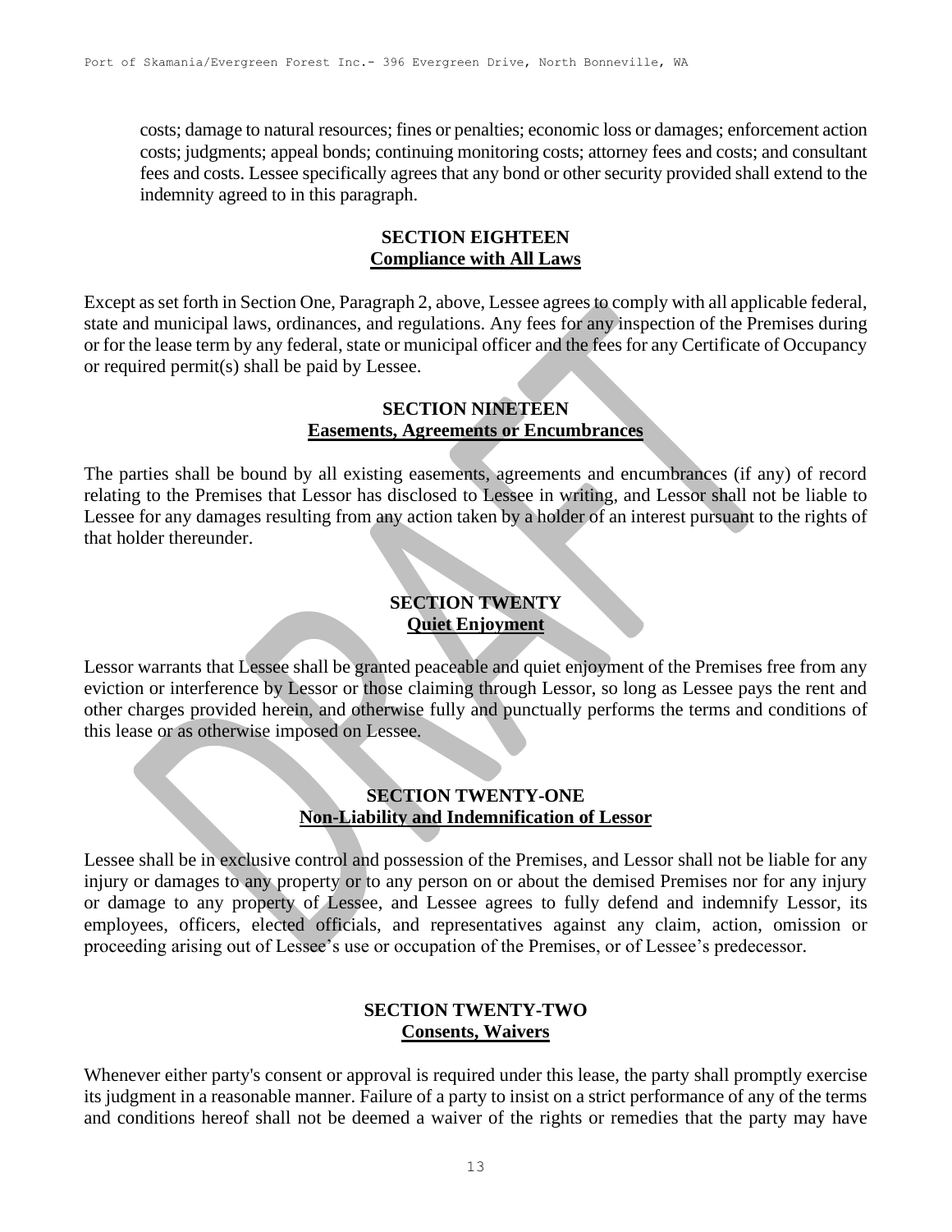costs; damage to natural resources; fines or penalties; economic loss or damages; enforcement action costs; judgments; appeal bonds; continuing monitoring costs; attorney fees and costs; and consultant fees and costs. Lessee specifically agrees that any bond or other security provided shall extend to the indemnity agreed to in this paragraph.

## SECTION EIGHTEEN
**Compliance with All Laws**

Except as set forth in Section One, Paragraph 2, above, Lessee agrees to comply with all applicable federal, state and municipal laws, ordinances, and regulations. Any fees for any inspection of the Premises during or for the lease term by any federal, state or municipal officer and the fees for any Certificate of Occupancy or required permit(s) shall be paid by Lessee.

## SECTION NINETEEN
**Easements, Agreements or Encumbrances**

The parties shall be bound by all existing easements, agreements and encumbrances (if any) of record relating to the Premises that Lessor has disclosed to Lessee in writing, and Lessor shall not be liable to Lessee for any damages resulting from any action taken by a holder of an interest pursuant to the rights of that holder thereunder.

## SECTION TWENTY
**Quiet Enjoyment**

Lessor warrants that Lessee shall be granted peaceable and quiet enjoyment of the Premises free from any eviction or interference by Lessor or those claiming through Lessor, so long as Lessee pays the rent and other charges provided herein, and otherwise fully and punctually performs the terms and conditions of this lease or as otherwise imposed on Lessee.

## SECTION TWENTY-ONE
**Non-Liability and Indemnification of Lessor**

Lessee shall be in exclusive control and possession of the Premises, and Lessor shall not be liable for any injury or damages to any property or to any person on or about the demised Premises nor for any injury or damage to any property of Lessee, and Lessee agrees to fully defend and indemnify Lessor, its employees, officers, elected officials, and representatives against any claim, action, omission or proceeding arising out of Lessee's use or occupation of the Premises, or of Lessee's predecessor.

## SECTION TWENTY-TWO
**Consents, Waivers**

Whenever either party's consent or approval is required under this lease, the party shall promptly exercise its judgment in a reasonable manner. Failure of a party to insist on a strict performance of any of the terms and conditions hereof shall not be deemed a waiver of the rights or remedies that the party may have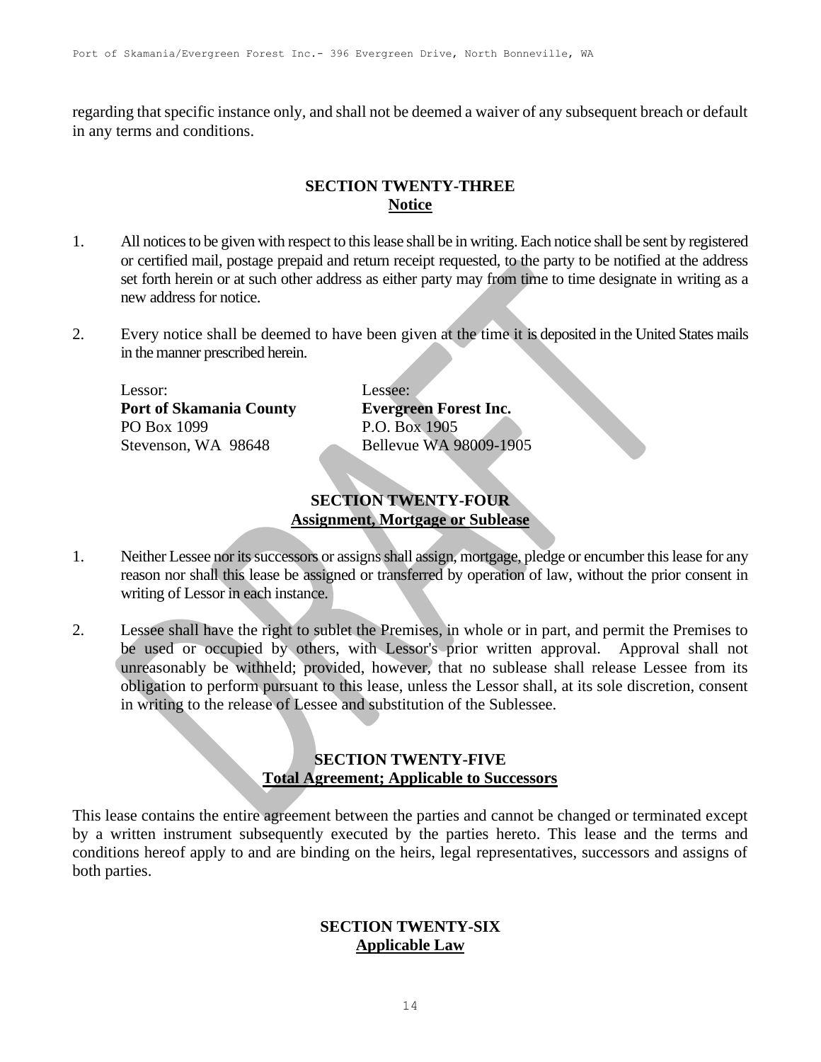regarding that specific instance only, and shall not be deemed a waiver of any subsequent breach or default in any terms and conditions.

## SECTION TWENTY-THREE
## Notice

1. All notices to be given with respect to this lease shall be in writing. Each notice shall be sent by registered or certified mail, postage prepaid and return receipt requested, to the party to be notified at the address set forth herein or at such other address as either party may from time to time designate in writing as a new address for notice.

2. Every notice shall be deemed to have been given at the time it is deposited in the United States mails in the manner prescribed herein.

| Lessor: | Lessee: |
|---|---|
| **Port of Skamania County** | **Evergreen Forest Inc.** |
| PO Box 1099 | P.O. Box 1905 |
| Stevenson, WA 98648 | Bellevue WA 98009-1905 |

## SECTION TWENTY-FOUR
## Assignment, Mortgage or Sublease

1. Neither Lessee nor its successors or assigns shall assign, mortgage, pledge or encumber this lease for any reason nor shall this lease be assigned or transferred by operation of law, without the prior consent in writing of Lessor in each instance.

2. Lessee shall have the right to sublet the Premises, in whole or in part, and permit the Premises to be used or occupied by others, with Lessor's prior written approval. Approval shall not unreasonably be withheld; provided, however, that no sublease shall release Lessee from its obligation to perform pursuant to this lease, unless the Lessor shall, at its sole discretion, consent in writing to the release of Lessee and substitution of the Sublessee.

## SECTION TWENTY-FIVE
## Total Agreement; Applicable to Successors

This lease contains the entire agreement between the parties and cannot be changed or terminated except by a written instrument subsequently executed by the parties hereto. This lease and the terms and conditions hereof apply to and are binding on the heirs, legal representatives, successors and assigns of both parties.

## SECTION TWENTY-SIX
## Applicable Law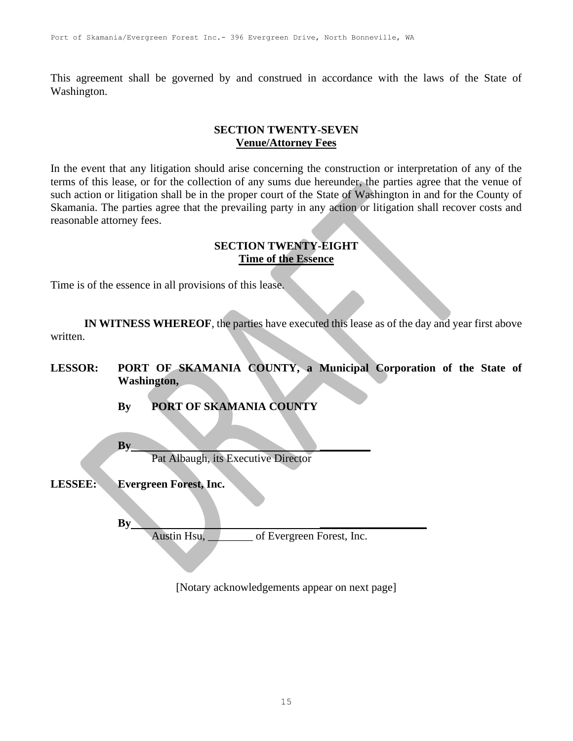This agreement shall be governed by and construed in accordance with the laws of the State of Washington.

**SECTION TWENTY-SEVEN**
**Venue/Attorney Fees**

In the event that any litigation should arise concerning the construction or interpretation of any of the terms of this lease, or for the collection of any sums due hereunder, the parties agree that the venue of such action or litigation shall be in the proper court of the State of Washington in and for the County of Skamania. The parties agree that the prevailing party in any action or litigation shall recover costs and reasonable attorney fees.

**SECTION TWENTY-EIGHT**
**Time of the Essence**

Time is of the essence in all provisions of this lease.

**IN WITNESS WHEREOF**, the parties have executed this lease as of the day and year first above written.

**LESSOR:** **PORT OF SKAMANIA COUNTY, a Municipal Corporation of the State of Washington,**

**By PORT OF SKAMANIA COUNTY**

**By**_______________________________________________
Pat Albaugh, its Executive Director

**LESSEE:** **Evergreen Forest, Inc.**

**By**_______________________________________________
Austin Hsu, ________ of Evergreen Forest, Inc.

[Notary acknowledgements appear on next page]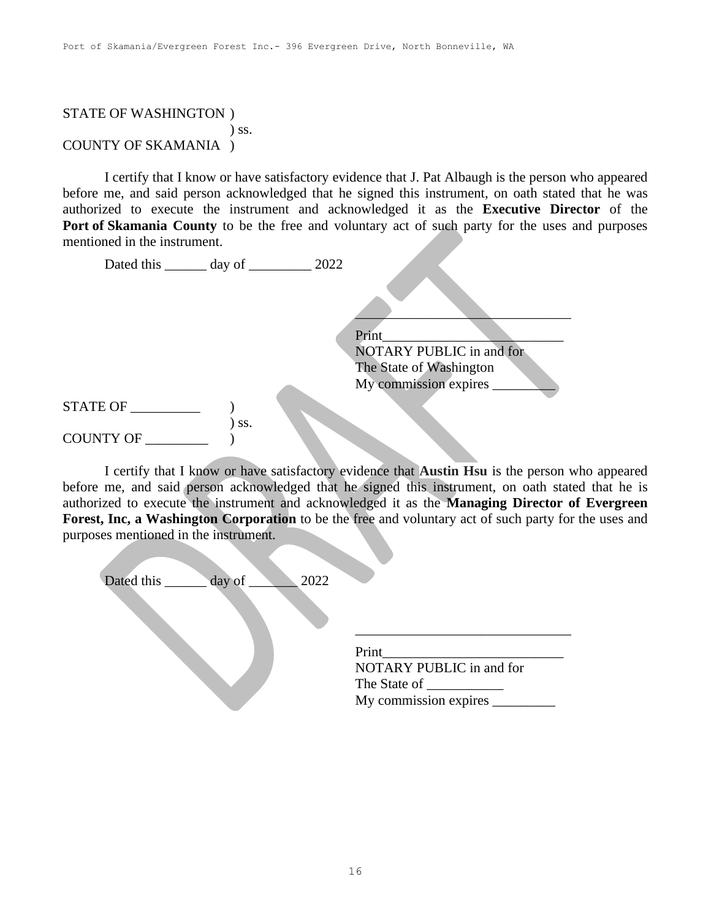STATE OF WASHINGTON )
) ss.
COUNTY OF SKAMANIA )

I certify that I know or have satisfactory evidence that J. Pat Albaugh is the person who appeared before me, and said person acknowledged that he signed this instrument, on oath stated that he was authorized to execute the instrument and acknowledged it as the **Executive Director** of the **Port of Skamania County** to be the free and voluntary act of such party for the uses and purposes mentioned in the instrument.

Dated this ______ day of _________ 2022

_______________________________
Print__________________________
NOTARY PUBLIC in and for
The State of Washington
My commission expires _________

STATE OF __________ )
) ss.
COUNTY OF _________ )

I certify that I know or have satisfactory evidence that **Austin Hsu** is the person who appeared before me, and said person acknowledged that he signed this instrument, on oath stated that he is authorized to execute the instrument and acknowledged it as the **Managing Director of Evergreen Forest, Inc, a Washington Corporation** to be the free and voluntary act of such party for the uses and purposes mentioned in the instrument.

Dated this ______ day of _______ 2022

_______________________________
Print__________________________
NOTARY PUBLIC in and for
The State of ___________
My commission expires _________

DRAFT